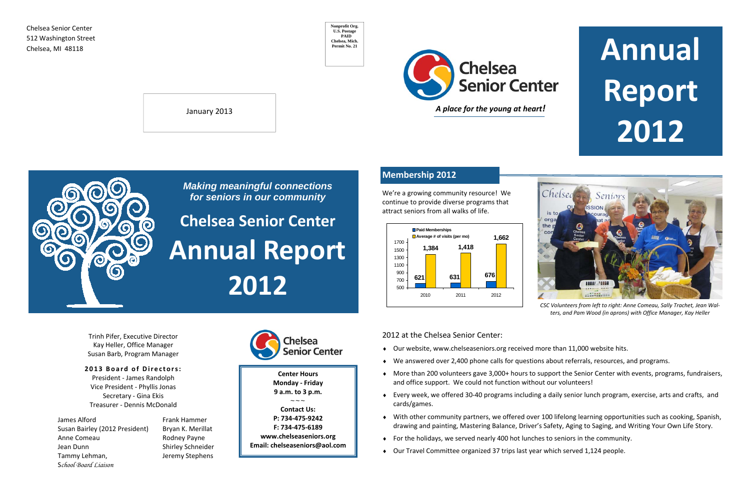Chelsea Senior Center
512 Washington Street
Chelsea, MI 48118

Nonprofit Org.
U.S. Postage
PAID
Chelsea, Mich.
Permit No. 21

January 2013

Chelsea Senior Center

*A place for the young at heart!*

# Annual Report 2012

***Making meaningful connections for seniors in our community***

## Chelsea Senior Center

# Annual Report 2012

Trinh Pifer, Executive Director
Kay Heller, Office Manager
Susan Barb, Program Manager

**2013 Board of Directors:**
President - James Randolph
Vice President - Phyllis Jonas
Secretary - Gina Ekis
Treasurer - Dennis McDonald

James Alford
Susan Bairley (2012 President)
Anne Comeau
Jean Dunn
Tammy Lehman, *School Board Liaison*
Frank Hammer
Bryan K. Merillat
Rodney Payne
Shirley Schneider
Jeremy Stephens

Chelsea Senior Center

**Center Hours**
**Monday - Friday**
**9 a.m. to 3 p.m.**
~~~
**Contact Us:**
**P: 734-475-9242**
**F: 734-475-6189**
**www.chelseaseniors.org**
**Email: chelseaseniors@aol.com**

## Membership 2012

We're a growing community resource! We continue to provide diverse programs that attract seniors from all walks of life.

| | 2010 | 2011 | 2012 |
|---|---|---|---|
| Paid Memberships | 621 | 631 | 676 |
| Average # of visits (per mo) | 1,384 | 1,418 | 1,662 |

*CSC Volunteers from left to right: Anne Comeau, Sally Trachet, Jean Walters, and Pam Wood (in aprons) with Office Manager, Kay Heller*

2012 at the Chelsea Senior Center:

- Our website, www.chelseaseniors.org received more than 11,000 website hits.
- We answered over 2,400 phone calls for questions about referrals, resources, and programs.
- More than 200 volunteers gave 3,000+ hours to support the Senior Center with events, programs, fundraisers, and office support. We could not function without our volunteers!
- Every week, we offered 30-40 programs including a daily senior lunch program, exercise, arts and crafts, and cards/games.
- With other community partners, we offered over 100 lifelong learning opportunities such as cooking, Spanish, drawing and painting, Mastering Balance, Driver's Safety, Aging to Saging, and Writing Your Own Life Story.
- For the holidays, we served nearly 400 hot lunches to seniors in the community.
- Our Travel Committee organized 37 trips last year which served 1,124 people.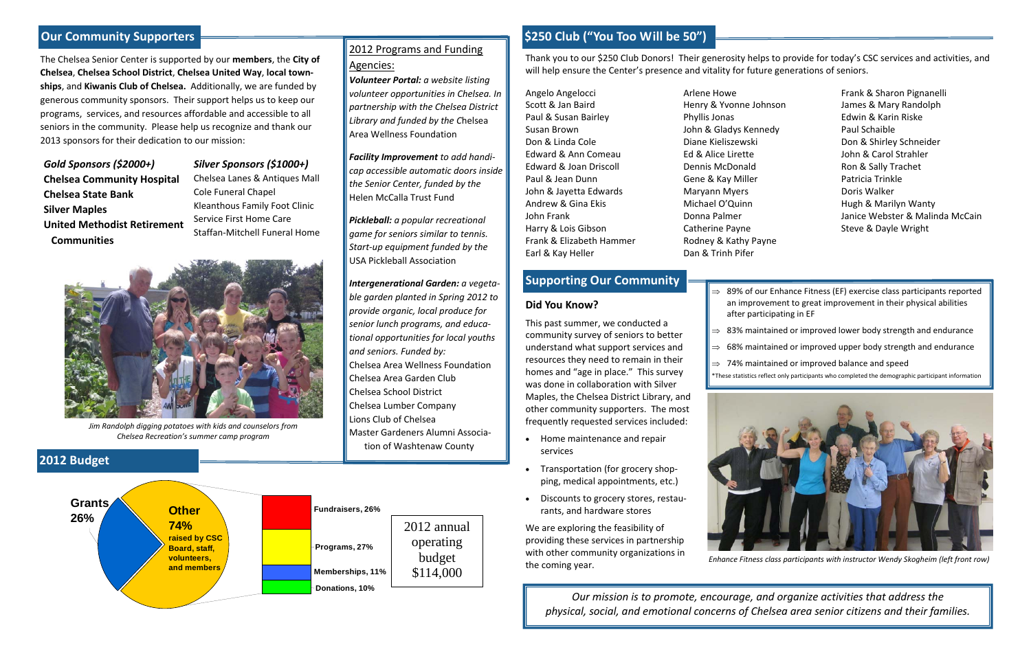## Our Community Supporters

The Chelsea Senior Center is supported by our **members**, the **City of Chelsea**, **Chelsea School District**, **Chelsea United Way**, **local townships**, and **Kiwanis Club of Chelsea.** Additionally, we are funded by generous community sponsors. Their support helps us to keep our programs, services, and resources affordable and accessible to all seniors in the community. Please help us recognize and thank our 2013 sponsors for their dedication to our mission:

***Gold Sponsors ($2000+)***

**Chelsea Community Hospital**
**Chelsea State Bank**
**Silver Maples**
**United Methodist Retirement Communities**

***Silver Sponsors ($1000+)***

Chelsea Lanes & Antiques Mall
Cole Funeral Chapel
Kleanthous Family Foot Clinic
Service First Home Care
Staffan-Mitchell Funeral Home

*Jim Randolph digging potatoes with kids and counselors from Chelsea Recreation's summer camp program*

## 2012 Programs and Funding Agencies:

***Volunteer Portal:*** *a website listing volunteer opportunities in Chelsea. In partnership with the Chelsea District Library and funded by the* Chelsea Area Wellness Foundation

***Facility Improvement*** *to add handicap accessible automatic doors inside the Senior Center, funded by the* Helen McCalla Trust Fund

***Pickleball:*** *a popular recreational game for seniors similar to tennis. Start-up equipment funded by the* USA Pickleball Association

***Intergenerational Garden:*** *a vegetable garden planted in Spring 2012 to provide organic, local produce for senior lunch programs, and educational opportunities for local youths and seniors. Funded by:*
Chelsea Area Wellness Foundation
Chelsea Area Garden Club
Chelsea School District
Chelsea Lumber Company
Lions Club of Chelsea
Master Gardeners Alumni Association of Washtenaw County

## 2012 Budget

Grants 26%
Other 74% raised by CSC Board, staff, volunteers, and members

Fundraisers, 26%
Programs, 27%
Memberships, 11%
Donations, 10%

2012 annual operating budget $114,000

## $250 Club ("You Too Will be 50")

Thank you to our $250 Club Donors! Their generosity helps to provide for today's CSC services and activities, and will help ensure the Center's presence and vitality for future generations of seniors.

Angelo Angelocci
Scott & Jan Baird
Paul & Susan Bairley
Susan Brown
Don & Linda Cole
Edward & Ann Comeau
Edward & Joan Driscoll
Paul & Jean Dunn
John & Jayetta Edwards
Andrew & Gina Ekis
John Frank
Harry & Lois Gibson
Frank & Elizabeth Hammer
Earl & Kay Heller
Arlene Howe
Henry & Yvonne Johnson
Phyllis Jonas
John & Gladys Kennedy
Diane Kieliszewski
Ed & Alice Lirette
Dennis McDonald
Gene & Kay Miller
Maryann Myers
Michael O'Quinn
Donna Palmer
Catherine Payne
Rodney & Kathy Payne
Dan & Trinh Pifer
Frank & Sharon Pignanelli
James & Mary Randolph
Edwin & Karin Riske
Paul Schaible
Don & Shirley Schneider
John & Carol Strahler
Ron & Sally Trachet
Patricia Trinkle
Doris Walker
Hugh & Marilyn Wanty
Janice Webster & Malinda McCain
Steve & Dayle Wright

## Supporting Our Community

### Did You Know?

This past summer, we conducted a community survey of seniors to better understand what support services and resources they need to remain in their homes and "age in place." This survey was done in collaboration with Silver Maples, the Chelsea District Library, and other community supporters. The most frequently requested services included:

- Home maintenance and repair services
- Transportation (for grocery shopping, medical appointments, etc.)
- Discounts to grocery stores, restaurants, and hardware stores

We are exploring the feasibility of providing these services in partnership with other community organizations in the coming year.

⇒ 89% of our Enhance Fitness (EF) exercise class participants reported an improvement to great improvement in their physical abilities after participating in EF

⇒ 83% maintained or improved lower body strength and endurance

⇒ 68% maintained or improved upper body strength and endurance

⇒ 74% maintained or improved balance and speed

*These statistics reflect only participants who completed the demographic participant information

*Enhance Fitness class participants with instructor Wendy Skogheim (left front row)*

*Our mission is to promote, encourage, and organize activities that address the physical, social, and emotional concerns of Chelsea area senior citizens and their families.*